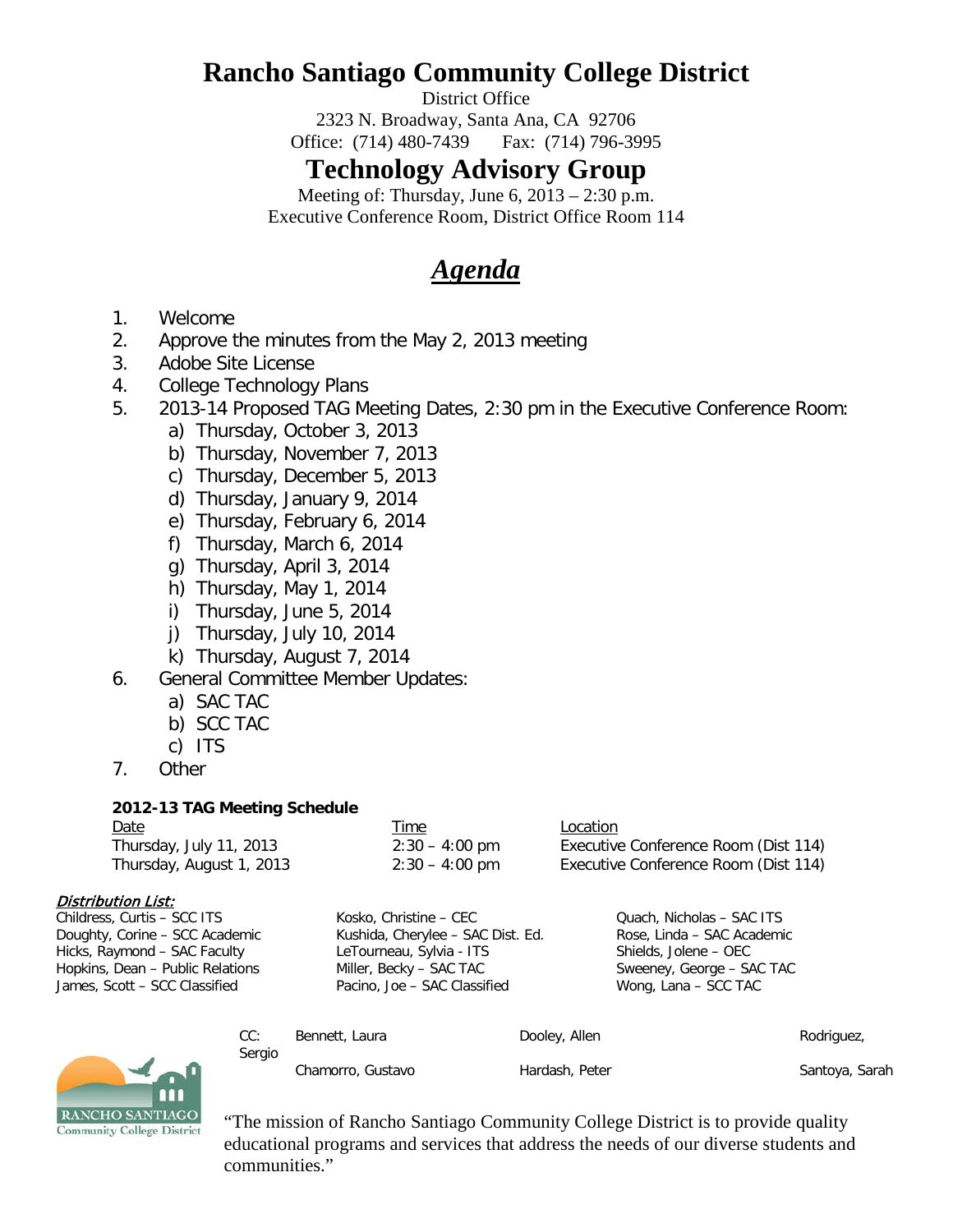# Rancho Santiago Community College District

District Office
2323 N. Broadway, Santa Ana, CA 92706
Office: (714) 480-7439 Fax: (714) 796-3995

# Technology Advisory Group

Meeting of: Thursday, June 6, 2013 – 2:30 p.m.
Executive Conference Room, District Office Room 114

## *Agenda*

1. Welcome
2. Approve the minutes from the May 2, 2013 meeting
3. Adobe Site License
4. College Technology Plans
5. 2013-14 Proposed TAG Meeting Dates, 2:30 pm in the Executive Conference Room:
   a) Thursday, October 3, 2013
   b) Thursday, November 7, 2013
   c) Thursday, December 5, 2013
   d) Thursday, January 9, 2014
   e) Thursday, February 6, 2014
   f) Thursday, March 6, 2014
   g) Thursday, April 3, 2014
   h) Thursday, May 1, 2014
   i) Thursday, June 5, 2014
   j) Thursday, July 10, 2014
   k) Thursday, August 7, 2014
6. General Committee Member Updates:
   a) SAC TAC
   b) SCC TAC
   c) ITS
7. Other

**2012-13 TAG Meeting Schedule**

| Date | Time | Location |
|---|---|---|
| Thursday, July 11, 2013 | 2:30 – 4:00 pm | Executive Conference Room (Dist 114) |
| Thursday, August 1, 2013 | 2:30 – 4:00 pm | Executive Conference Room (Dist 114) |

***Distribution List:***

| | | |
|---|---|---|
| Childress, Curtis – SCC ITS | Kosko, Christine – CEC | Quach, Nicholas – SAC ITS |
| Doughty, Corine – SCC Academic | Kushida, Cherylee – SAC Dist. Ed. | Rose, Linda – SAC Academic |
| Hicks, Raymond – SAC Faculty | LeTourneau, Sylvia - ITS | Shields, Jolene – OEC |
| Hopkins, Dean – Public Relations | Miller, Becky – SAC TAC | Sweeney, George – SAC TAC |
| James, Scott – SCC Classified | Pacino, Joe – SAC Classified | Wong, Lana – SCC TAC |

CC: Bennett, Laura — Dooley, Allen — Rodriguez, Sergio
Chamorro, Gustavo — Hardash, Peter — Santoya, Sarah

"The mission of Rancho Santiago Community College District is to provide quality educational programs and services that address the needs of our diverse students and communities."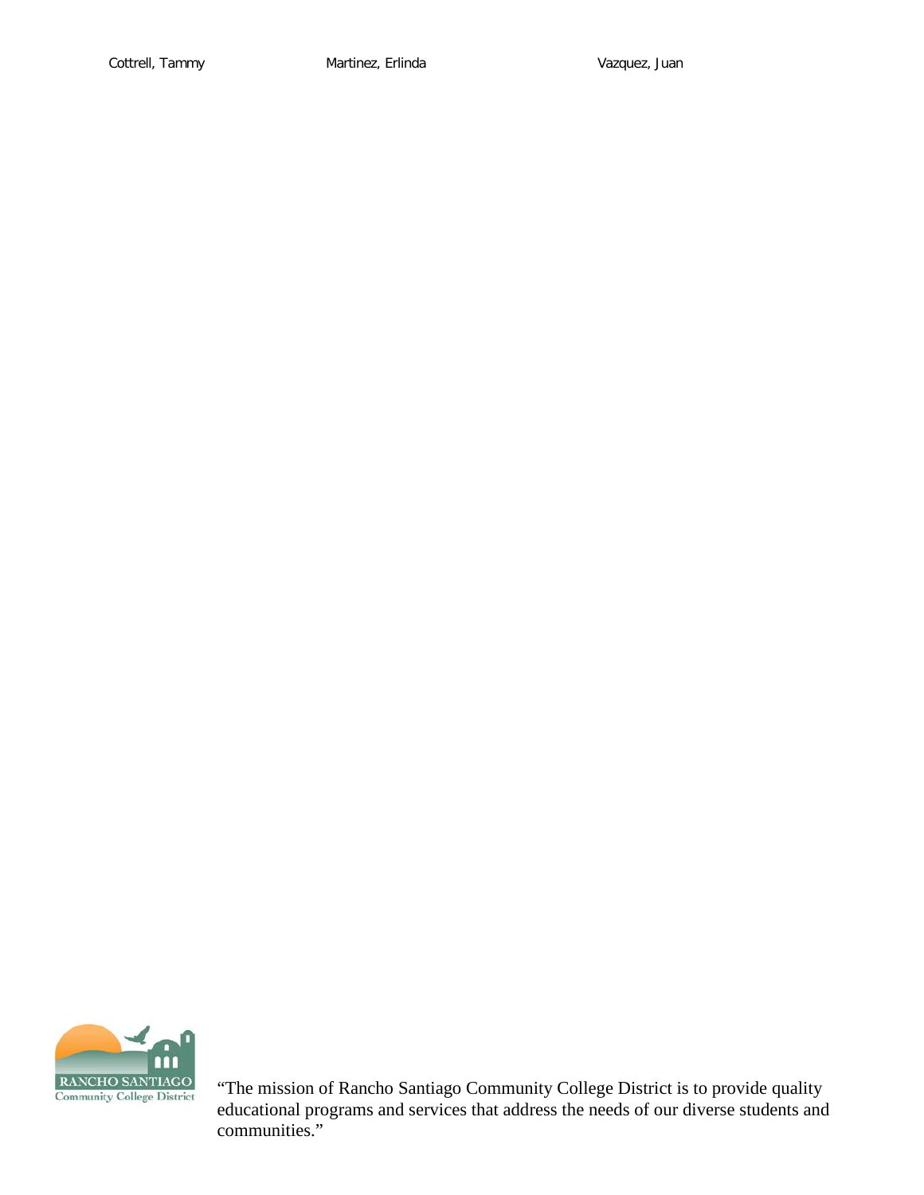Cottrell, Tammy | Martinez, Erlinda | Vazquez, Juan

RANCHO SANTIAGO
Community College District

"The mission of Rancho Santiago Community College District is to provide quality educational programs and services that address the needs of our diverse students and communities."